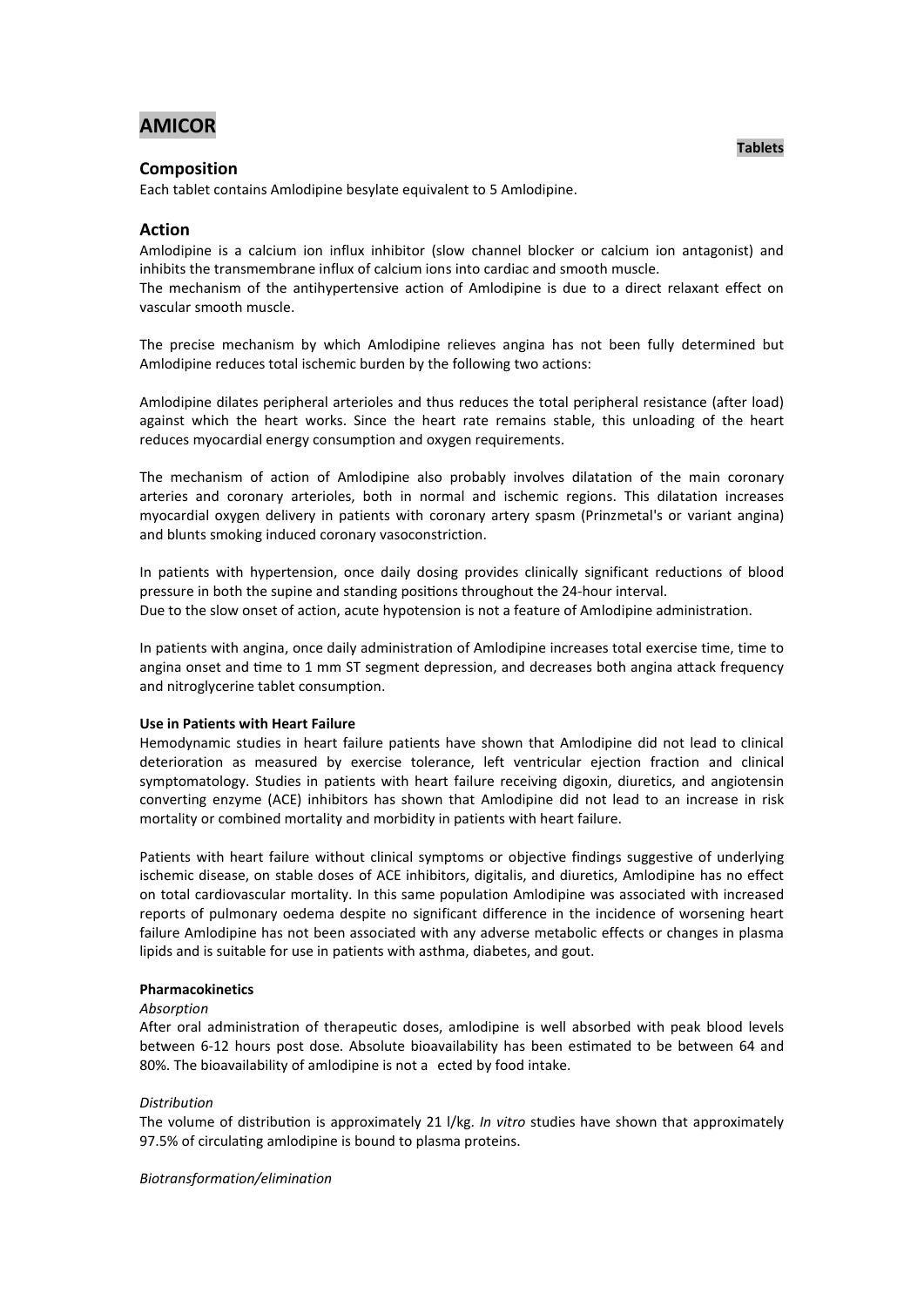# AMICOR

**Tablets**

## Composition

Each tablet contains Amlodipine besylate equivalent to 5 Amlodipine.

## Action

Amlodipine is a calcium ion influx inhibitor (slow channel blocker or calcium ion antagonist) and inhibits the transmembrane influx of calcium ions into cardiac and smooth muscle.
The mechanism of the antihypertensive action of Amlodipine is due to a direct relaxant effect on vascular smooth muscle.

The precise mechanism by which Amlodipine relieves angina has not been fully determined but Amlodipine reduces total ischemic burden by the following two actions:

Amlodipine dilates peripheral arterioles and thus reduces the total peripheral resistance (after load) against which the heart works. Since the heart rate remains stable, this unloading of the heart reduces myocardial energy consumption and oxygen requirements.

The mechanism of action of Amlodipine also probably involves dilatation of the main coronary arteries and coronary arterioles, both in normal and ischemic regions. This dilatation increases myocardial oxygen delivery in patients with coronary artery spasm (Prinzmetal's or variant angina) and blunts smoking induced coronary vasoconstriction.

In patients with hypertension, once daily dosing provides clinically significant reductions of blood pressure in both the supine and standing positions throughout the 24-hour interval.
Due to the slow onset of action, acute hypotension is not a feature of Amlodipine administration.

In patients with angina, once daily administration of Amlodipine increases total exercise time, time to angina onset and time to 1 mm ST segment depression, and decreases both angina attack frequency and nitroglycerine tablet consumption.

#### Use in Patients with Heart Failure

Hemodynamic studies in heart failure patients have shown that Amlodipine did not lead to clinical deterioration as measured by exercise tolerance, left ventricular ejection fraction and clinical symptomatology. Studies in patients with heart failure receiving digoxin, diuretics, and angiotensin converting enzyme (ACE) inhibitors has shown that Amlodipine did not lead to an increase in risk mortality or combined mortality and morbidity in patients with heart failure.

Patients with heart failure without clinical symptoms or objective findings suggestive of underlying ischemic disease, on stable doses of ACE inhibitors, digitalis, and diuretics, Amlodipine has no effect on total cardiovascular mortality. In this same population Amlodipine was associated with increased reports of pulmonary oedema despite no significant difference in the incidence of worsening heart failure Amlodipine has not been associated with any adverse metabolic effects or changes in plasma lipids and is suitable for use in patients with asthma, diabetes, and gout.

#### Pharmacokinetics

*Absorption*

After oral administration of therapeutic doses, amlodipine is well absorbed with peak blood levels between 6-12 hours post dose. Absolute bioavailability has been estimated to be between 64 and 80%. The bioavailability of amlodipine is not a ected by food intake.

*Distribution*

The volume of distribution is approximately 21 l/kg. *In vitro* studies have shown that approximately 97.5% of circulating amlodipine is bound to plasma proteins.

*Biotransformation/elimination*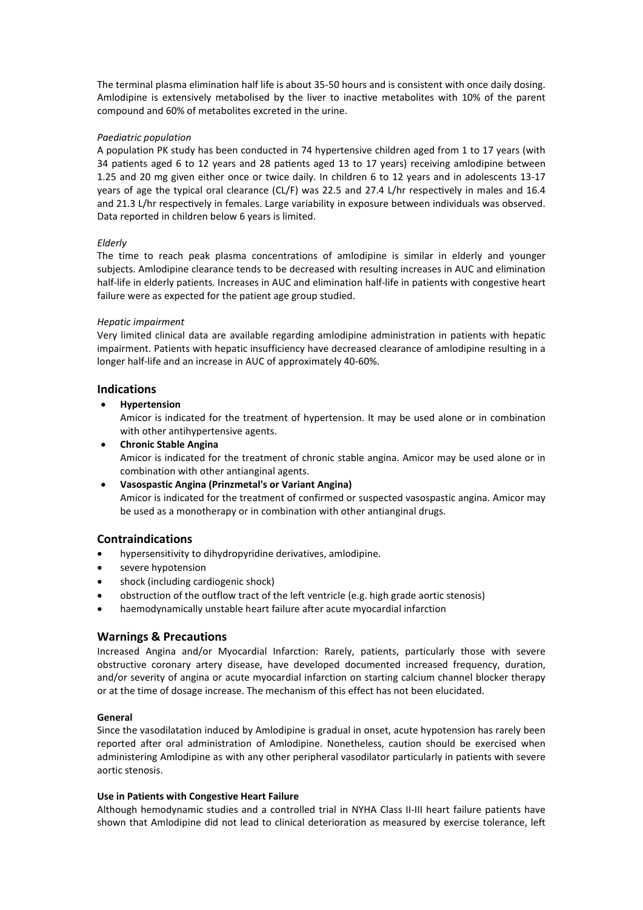The terminal plasma elimination half life is about 35-50 hours and is consistent with once daily dosing. Amlodipine is extensively metabolised by the liver to inactive metabolites with 10% of the parent compound and 60% of metabolites excreted in the urine.

*Paediatric population*

A population PK study has been conducted in 74 hypertensive children aged from 1 to 17 years (with 34 patients aged 6 to 12 years and 28 patients aged 13 to 17 years) receiving amlodipine between 1.25 and 20 mg given either once or twice daily. In children 6 to 12 years and in adolescents 13-17 years of age the typical oral clearance (CL/F) was 22.5 and 27.4 L/hr respectively in males and 16.4 and 21.3 L/hr respectively in females. Large variability in exposure between individuals was observed. Data reported in children below 6 years is limited.

*Elderly*

The time to reach peak plasma concentrations of amlodipine is similar in elderly and younger subjects. Amlodipine clearance tends to be decreased with resulting increases in AUC and elimination half-life in elderly patients. Increases in AUC and elimination half-life in patients with congestive heart failure were as expected for the patient age group studied.

*Hepatic impairment*

Very limited clinical data are available regarding amlodipine administration in patients with hepatic impairment. Patients with hepatic insufficiency have decreased clearance of amlodipine resulting in a longer half-life and an increase in AUC of approximately 40-60%.

## Indications

- **Hypertension**
  Amicor is indicated for the treatment of hypertension. It may be used alone or in combination with other antihypertensive agents.
- **Chronic Stable Angina**
  Amicor is indicated for the treatment of chronic stable angina. Amicor may be used alone or in combination with other antianginal agents.
- **Vasospastic Angina (Prinzmetal's or Variant Angina)**
  Amicor is indicated for the treatment of confirmed or suspected vasospastic angina. Amicor may be used as a monotherapy or in combination with other antianginal drugs.

## Contraindications

- hypersensitivity to dihydropyridine derivatives, amlodipine.
- severe hypotension
- shock (including cardiogenic shock)
- obstruction of the outflow tract of the left ventricle (e.g. high grade aortic stenosis)
- haemodynamically unstable heart failure after acute myocardial infarction

## Warnings & Precautions

Increased Angina and/or Myocardial Infarction: Rarely, patients, particularly those with severe obstructive coronary artery disease, have developed documented increased frequency, duration, and/or severity of angina or acute myocardial infarction on starting calcium channel blocker therapy or at the time of dosage increase. The mechanism of this effect has not been elucidated.

**General**

Since the vasodilatation induced by Amlodipine is gradual in onset, acute hypotension has rarely been reported after oral administration of Amlodipine. Nonetheless, caution should be exercised when administering Amlodipine as with any other peripheral vasodilator particularly in patients with severe aortic stenosis.

**Use in Patients with Congestive Heart Failure**

Although hemodynamic studies and a controlled trial in NYHA Class II-III heart failure patients have shown that Amlodipine did not lead to clinical deterioration as measured by exercise tolerance, left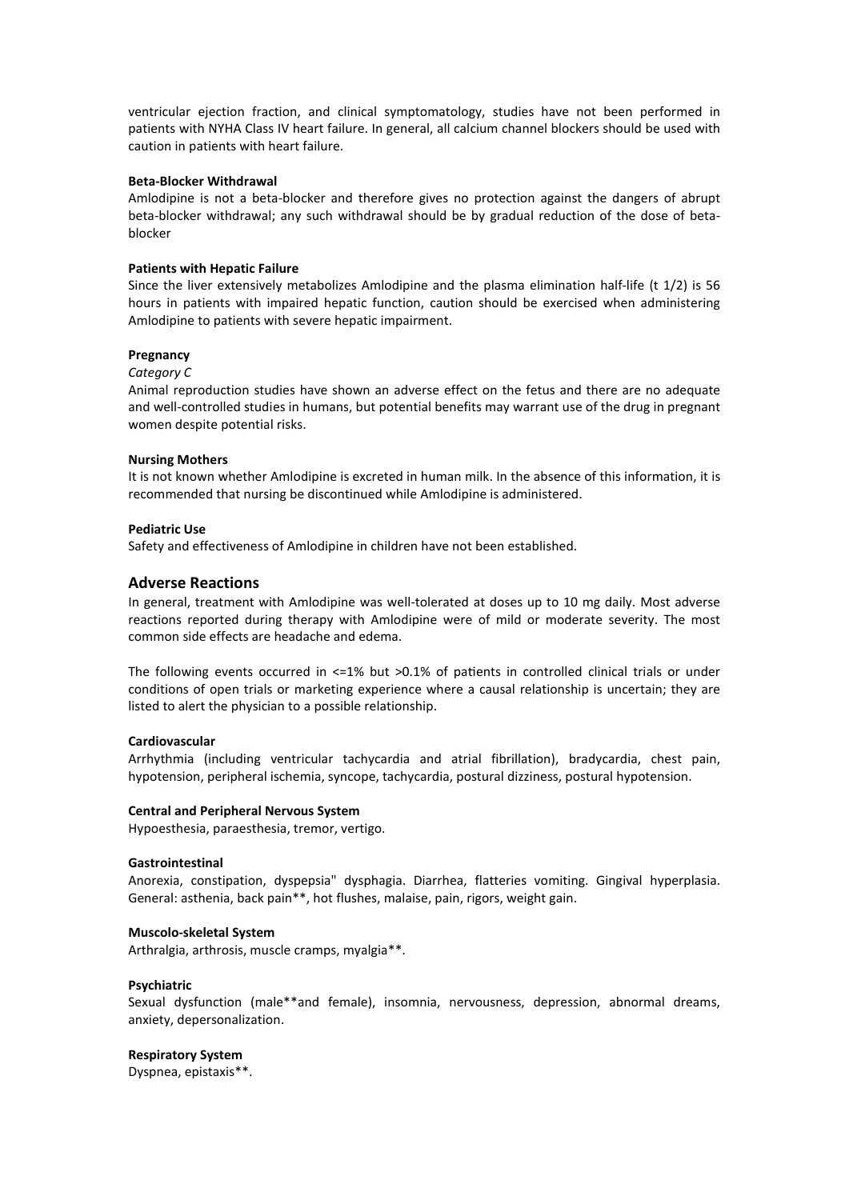ventricular ejection fraction, and clinical symptomatology, studies have not been performed in patients with NYHA Class IV heart failure. In general, all calcium channel blockers should be used with caution in patients with heart failure.

**Beta-Blocker Withdrawal**

Amlodipine is not a beta-blocker and therefore gives no protection against the dangers of abrupt beta-blocker withdrawal; any such withdrawal should be by gradual reduction of the dose of beta-blocker

**Patients with Hepatic Failure**

Since the liver extensively metabolizes Amlodipine and the plasma elimination half-life (t 1/2) is 56 hours in patients with impaired hepatic function, caution should be exercised when administering Amlodipine to patients with severe hepatic impairment.

**Pregnancy**

*Category C*

Animal reproduction studies have shown an adverse effect on the fetus and there are no adequate and well-controlled studies in humans, but potential benefits may warrant use of the drug in pregnant women despite potential risks.

**Nursing Mothers**

It is not known whether Amlodipine is excreted in human milk. In the absence of this information, it is recommended that nursing be discontinued while Amlodipine is administered.

**Pediatric Use**

Safety and effectiveness of Amlodipine in children have not been established.

## Adverse Reactions

In general, treatment with Amlodipine was well-tolerated at doses up to 10 mg daily. Most adverse reactions reported during therapy with Amlodipine were of mild or moderate severity. The most common side effects are headache and edema.

The following events occurred in <=1% but >0.1% of patients in controlled clinical trials or under conditions of open trials or marketing experience where a causal relationship is uncertain; they are listed to alert the physician to a possible relationship.

**Cardiovascular**

Arrhythmia (including ventricular tachycardia and atrial fibrillation), bradycardia, chest pain, hypotension, peripheral ischemia, syncope, tachycardia, postural dizziness, postural hypotension.

**Central and Peripheral Nervous System**

Hypoesthesia, paraesthesia, tremor, vertigo.

**Gastrointestinal**

Anorexia, constipation, dyspepsia" dysphagia. Diarrhea, flatteries vomiting. Gingival hyperplasia. General: asthenia, back pain**, hot flushes, malaise, pain, rigors, weight gain.

**Muscolo-skeletal System**

Arthralgia, arthrosis, muscle cramps, myalgia**.

**Psychiatric**

Sexual dysfunction (male**and female), insomnia, nervousness, depression, abnormal dreams, anxiety, depersonalization.

**Respiratory System**

Dyspnea, epistaxis**.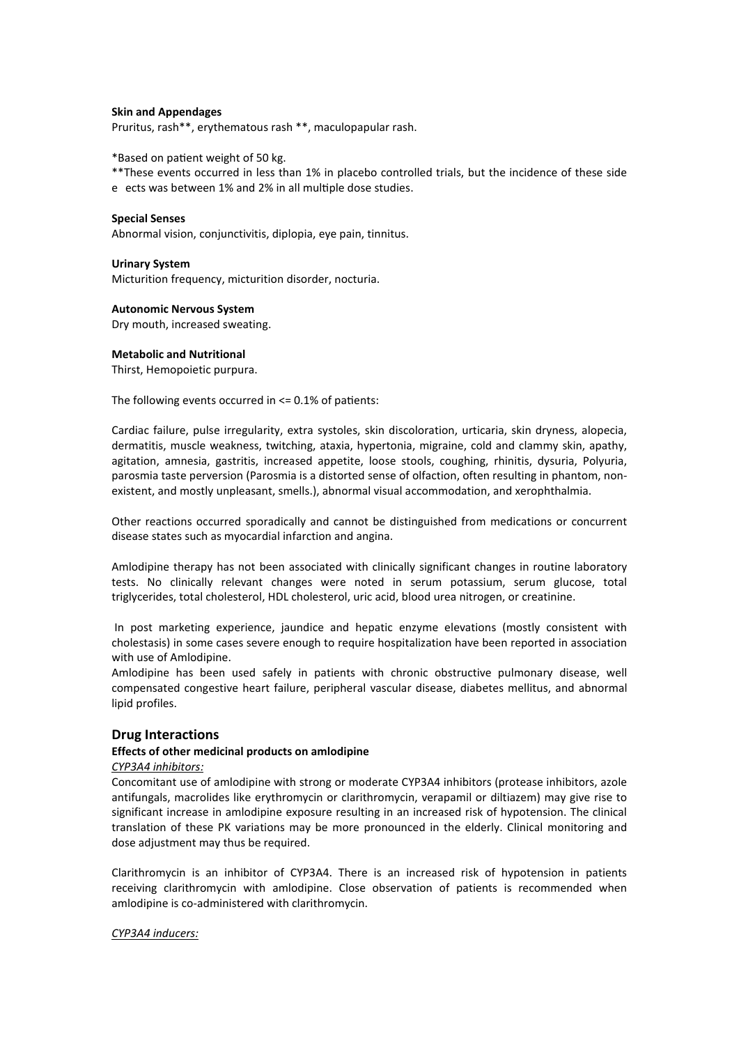**Skin and Appendages**

Pruritus, rash**, erythematous rash **, maculopapular rash.

*Based on patient weight of 50 kg.

**These events occurred in less than 1% in placebo controlled trials, but the incidence of these side e ects was between 1% and 2% in all multiple dose studies.

**Special Senses**

Abnormal vision, conjunctivitis, diplopia, eye pain, tinnitus.

**Urinary System**

Micturition frequency, micturition disorder, nocturia.

**Autonomic Nervous System**

Dry mouth, increased sweating.

**Metabolic and Nutritional**

Thirst, Hemopoietic purpura.

The following events occurred in <= 0.1% of patients:

Cardiac failure, pulse irregularity, extra systoles, skin discoloration, urticaria, skin dryness, alopecia, dermatitis, muscle weakness, twitching, ataxia, hypertonia, migraine, cold and clammy skin, apathy, agitation, amnesia, gastritis, increased appetite, loose stools, coughing, rhinitis, dysuria, Polyuria, parosmia taste perversion (Parosmia is a distorted sense of olfaction, often resulting in phantom, non-existent, and mostly unpleasant, smells.), abnormal visual accommodation, and xerophthalmia.

Other reactions occurred sporadically and cannot be distinguished from medications or concurrent disease states such as myocardial infarction and angina.

Amlodipine therapy has not been associated with clinically significant changes in routine laboratory tests. No clinically relevant changes were noted in serum potassium, serum glucose, total triglycerides, total cholesterol, HDL cholesterol, uric acid, blood urea nitrogen, or creatinine.

In post marketing experience, jaundice and hepatic enzyme elevations (mostly consistent with cholestasis) in some cases severe enough to require hospitalization have been reported in association with use of Amlodipine.

Amlodipine has been used safely in patients with chronic obstructive pulmonary disease, well compensated congestive heart failure, peripheral vascular disease, diabetes mellitus, and abnormal lipid profiles.

## Drug Interactions

**Effects of other medicinal products on amlodipine**

*CYP3A4 inhibitors:*

Concomitant use of amlodipine with strong or moderate CYP3A4 inhibitors (protease inhibitors, azole antifungals, macrolides like erythromycin or clarithromycin, verapamil or diltiazem) may give rise to significant increase in amlodipine exposure resulting in an increased risk of hypotension. The clinical translation of these PK variations may be more pronounced in the elderly. Clinical monitoring and dose adjustment may thus be required.

Clarithromycin is an inhibitor of CYP3A4. There is an increased risk of hypotension in patients receiving clarithromycin with amlodipine. Close observation of patients is recommended when amlodipine is co-administered with clarithromycin.

*CYP3A4 inducers:*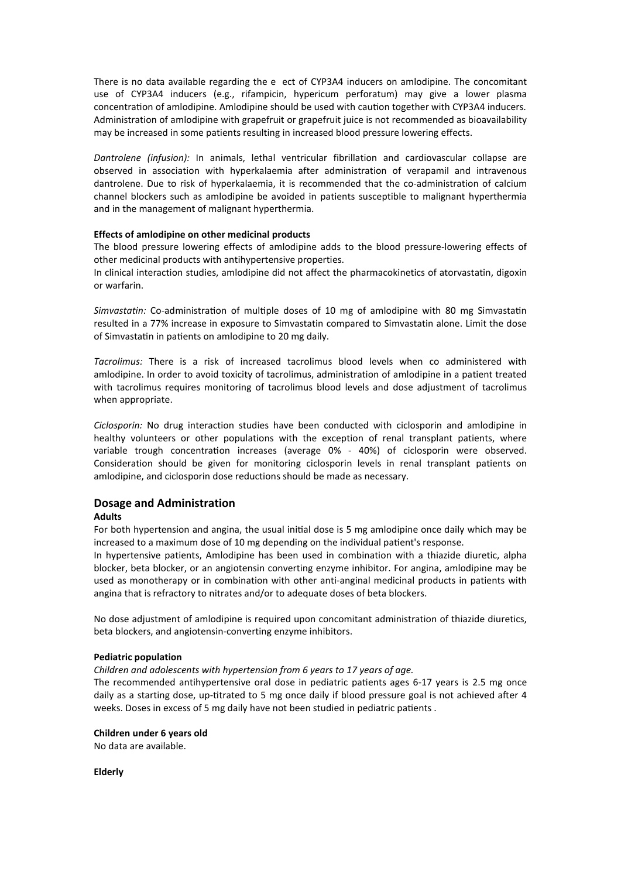There is no data available regarding the e ect of CYP3A4 inducers on amlodipine. The concomitant use of CYP3A4 inducers (e.g., rifampicin, hypericum perforatum) may give a lower plasma concentration of amlodipine. Amlodipine should be used with caution together with CYP3A4 inducers. Administration of amlodipine with grapefruit or grapefruit juice is not recommended as bioavailability may be increased in some patients resulting in increased blood pressure lowering effects.

*Dantrolene (infusion):* In animals, lethal ventricular fibrillation and cardiovascular collapse are observed in association with hyperkalaemia after administration of verapamil and intravenous dantrolene. Due to risk of hyperkalaemia, it is recommended that the co-administration of calcium channel blockers such as amlodipine be avoided in patients susceptible to malignant hyperthermia and in the management of malignant hyperthermia.

**Effects of amlodipine on other medicinal products**

The blood pressure lowering effects of amlodipine adds to the blood pressure-lowering effects of other medicinal products with antihypertensive properties.

In clinical interaction studies, amlodipine did not affect the pharmacokinetics of atorvastatin, digoxin or warfarin.

*Simvastatin:* Co-administration of multiple doses of 10 mg of amlodipine with 80 mg Simvastatin resulted in a 77% increase in exposure to Simvastatin compared to Simvastatin alone. Limit the dose of Simvastatin in patients on amlodipine to 20 mg daily.

*Tacrolimus:* There is a risk of increased tacrolimus blood levels when co administered with amlodipine. In order to avoid toxicity of tacrolimus, administration of amlodipine in a patient treated with tacrolimus requires monitoring of tacrolimus blood levels and dose adjustment of tacrolimus when appropriate.

*Ciclosporin:* No drug interaction studies have been conducted with ciclosporin and amlodipine in healthy volunteers or other populations with the exception of renal transplant patients, where variable trough concentration increases (average 0% - 40%) of ciclosporin were observed. Consideration should be given for monitoring ciclosporin levels in renal transplant patients on amlodipine, and ciclosporin dose reductions should be made as necessary.

## Dosage and Administration

**Adults**

For both hypertension and angina, the usual initial dose is 5 mg amlodipine once daily which may be increased to a maximum dose of 10 mg depending on the individual patient's response.

In hypertensive patients, Amlodipine has been used in combination with a thiazide diuretic, alpha blocker, beta blocker, or an angiotensin converting enzyme inhibitor. For angina, amlodipine may be used as monotherapy or in combination with other anti-anginal medicinal products in patients with angina that is refractory to nitrates and/or to adequate doses of beta blockers.

No dose adjustment of amlodipine is required upon concomitant administration of thiazide diuretics, beta blockers, and angiotensin-converting enzyme inhibitors.

**Pediatric population**

*Children and adolescents with hypertension from 6 years to 17 years of age.*

The recommended antihypertensive oral dose in pediatric patients ages 6-17 years is 2.5 mg once daily as a starting dose, up-titrated to 5 mg once daily if blood pressure goal is not achieved after 4 weeks. Doses in excess of 5 mg daily have not been studied in pediatric patients .

**Children under 6 years old**

No data are available.

**Elderly**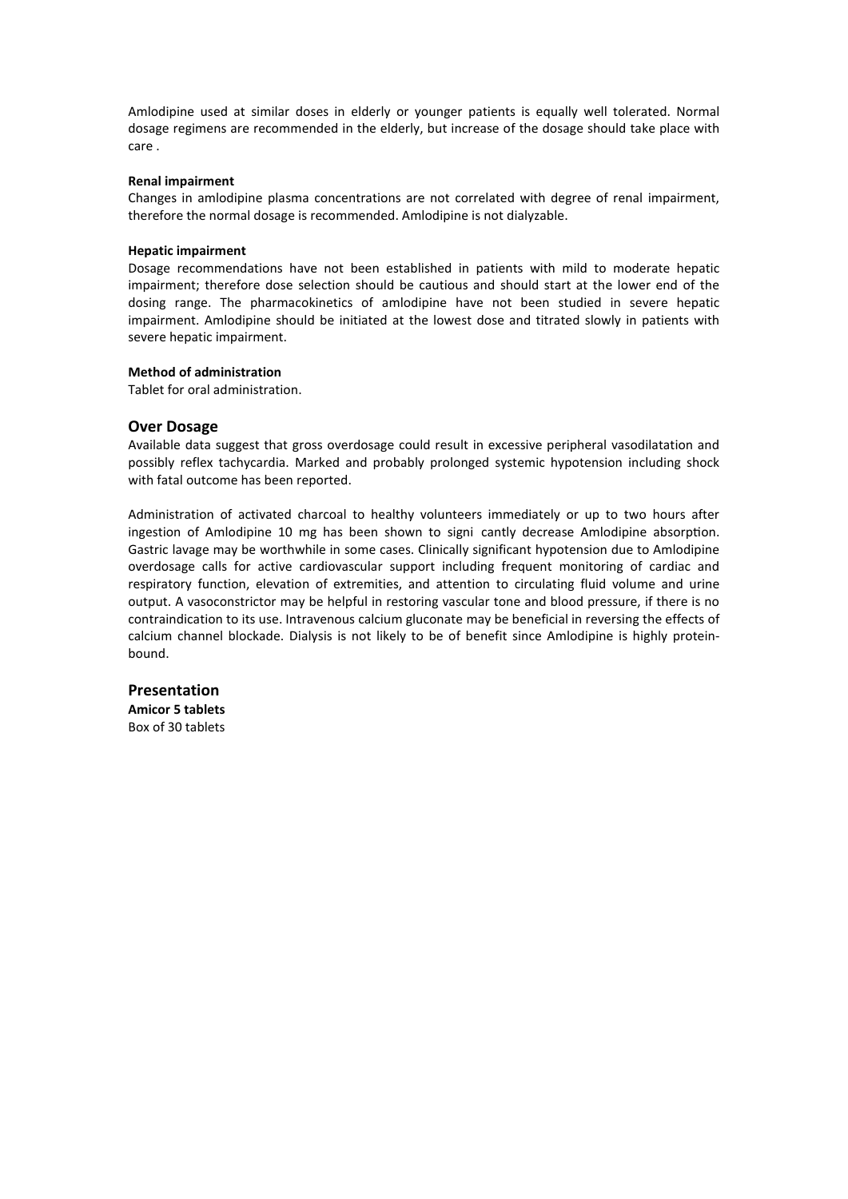Amlodipine used at similar doses in elderly or younger patients is equally well tolerated. Normal dosage regimens are recommended in the elderly, but increase of the dosage should take place with care .

**Renal impairment**

Changes in amlodipine plasma concentrations are not correlated with degree of renal impairment, therefore the normal dosage is recommended. Amlodipine is not dialyzable.

**Hepatic impairment**

Dosage recommendations have not been established in patients with mild to moderate hepatic impairment; therefore dose selection should be cautious and should start at the lower end of the dosing range. The pharmacokinetics of amlodipine have not been studied in severe hepatic impairment. Amlodipine should be initiated at the lowest dose and titrated slowly in patients with severe hepatic impairment.

**Method of administration**

Tablet for oral administration.

## Over Dosage

Available data suggest that gross overdosage could result in excessive peripheral vasodilatation and possibly reflex tachycardia. Marked and probably prolonged systemic hypotension including shock with fatal outcome has been reported.

Administration of activated charcoal to healthy volunteers immediately or up to two hours after ingestion of Amlodipine 10 mg has been shown to signi cantly decrease Amlodipine absorption. Gastric lavage may be worthwhile in some cases. Clinically significant hypotension due to Amlodipine overdosage calls for active cardiovascular support including frequent monitoring of cardiac and respiratory function, elevation of extremities, and attention to circulating fluid volume and urine output. A vasoconstrictor may be helpful in restoring vascular tone and blood pressure, if there is no contraindication to its use. Intravenous calcium gluconate may be beneficial in reversing the effects of calcium channel blockade. Dialysis is not likely to be of benefit since Amlodipine is highly protein-bound.

## Presentation

**Amicor 5 tablets**

Box of 30 tablets